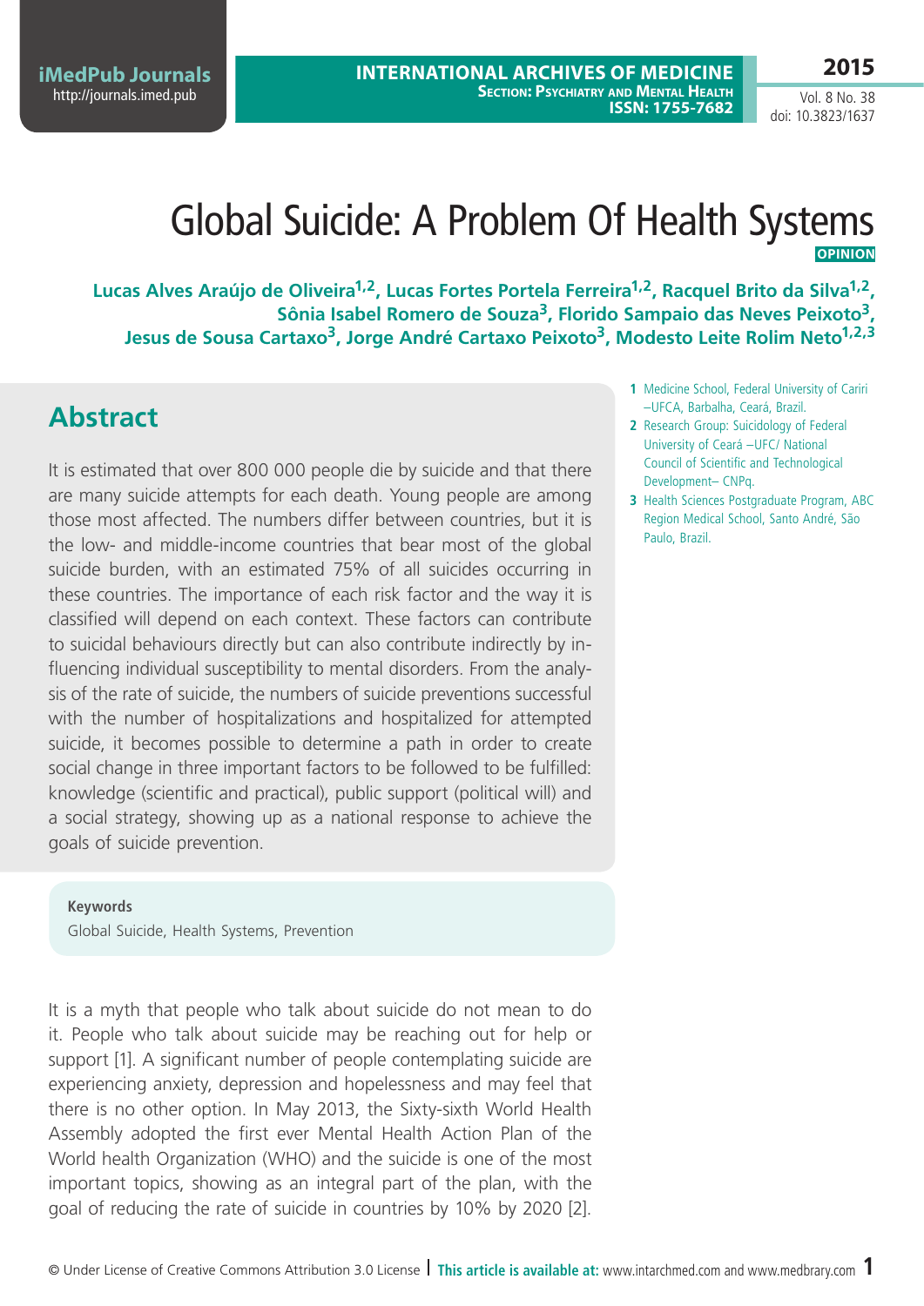# Global Suicide: A Problem Of Health Systems

**OPINION**

**Lucas Alves Araújo de Oliveira[1,2], Lucas Fortes Portela Ferreira[1,2], Racquel Brito da Silva[1,2], Sônia Isabel Romero de Souza[3], Florido Sampaio das Neves Peixoto[3], Jesus de Sousa Cartaxo[3], Jorge André Cartaxo Peixoto[3], Modesto Leite Rolim Neto[1,2,3]**

1. Medicine School, Federal University of Cariri –UFCA, Barbalha, Ceará, Brazil.
2. Research Group: Suicidology of Federal University of Ceará –UFC/ National Council of Scientific and Technological Development– CNPq.
3. Health Sciences Postgraduate Program, ABC Region Medical School, Santo André, São Paulo, Brazil.

## Abstract

It is estimated that over 800 000 people die by suicide and that there are many suicide attempts for each death. Young people are among those most affected. The numbers differ between countries, but it is the low- and middle-income countries that bear most of the global suicide burden, with an estimated 75% of all suicides occurring in these countries. The importance of each risk factor and the way it is classified will depend on each context. These factors can contribute to suicidal behaviours directly but can also contribute indirectly by influencing individual susceptibility to mental disorders. From the analysis of the rate of suicide, the numbers of suicide preventions successful with the number of hospitalizations and hospitalized for attempted suicide, it becomes possible to determine a path in order to create social change in three important factors to be followed to be fulfilled: knowledge (scientific and practical), public support (political will) and a social strategy, showing up as a national response to achieve the goals of suicide prevention.

**Keywords**

Global Suicide, Health Systems, Prevention

It is a myth that people who talk about suicide do not mean to do it. People who talk about suicide may be reaching out for help or support [1]. A significant number of people contemplating suicide are experiencing anxiety, depression and hopelessness and may feel that there is no other option. In May 2013, the Sixty-sixth World Health Assembly adopted the first ever Mental Health Action Plan of the World health Organization (WHO) and the suicide is one of the most important topics, showing as an integral part of the plan, with the goal of reducing the rate of suicide in countries by 10% by 2020 [2].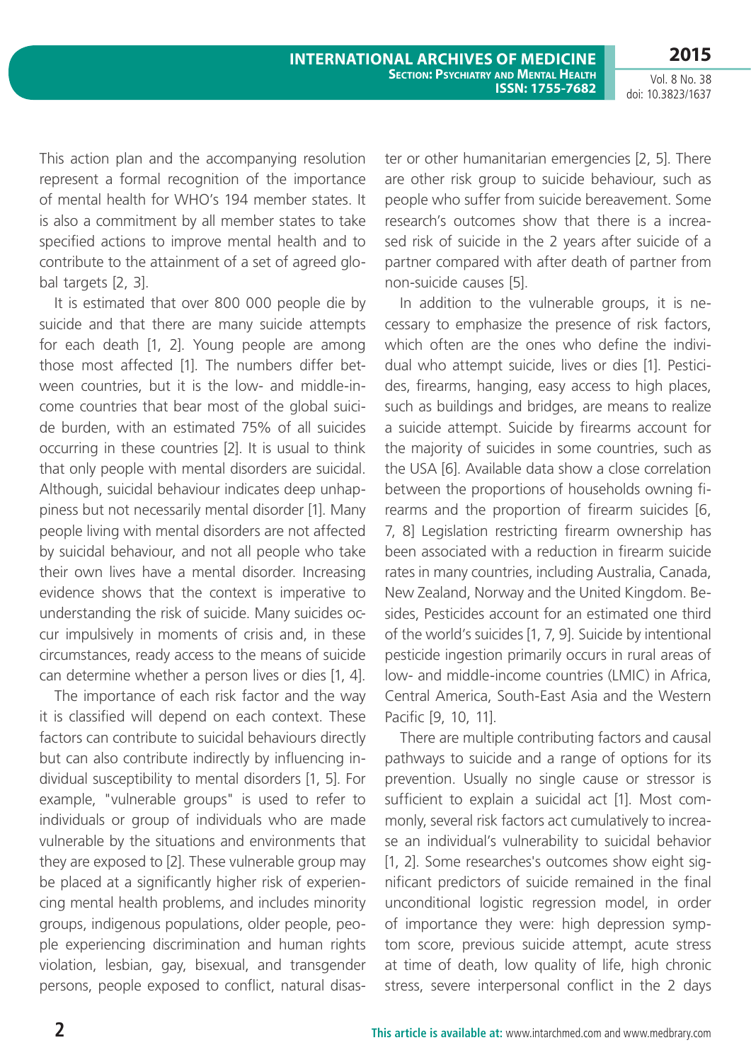This action plan and the accompanying resolution represent a formal recognition of the importance of mental health for WHO's 194 member states. It is also a commitment by all member states to take specified actions to improve mental health and to contribute to the attainment of a set of agreed global targets [2, 3].

It is estimated that over 800 000 people die by suicide and that there are many suicide attempts for each death [1, 2]. Young people are among those most affected [1]. The numbers differ between countries, but it is the low- and middle-income countries that bear most of the global suicide burden, with an estimated 75% of all suicides occurring in these countries [2]. It is usual to think that only people with mental disorders are suicidal. Although, suicidal behaviour indicates deep unhappiness but not necessarily mental disorder [1]. Many people living with mental disorders are not affected by suicidal behaviour, and not all people who take their own lives have a mental disorder. Increasing evidence shows that the context is imperative to understanding the risk of suicide. Many suicides occur impulsively in moments of crisis and, in these circumstances, ready access to the means of suicide can determine whether a person lives or dies [1, 4].

The importance of each risk factor and the way it is classified will depend on each context. These factors can contribute to suicidal behaviours directly but can also contribute indirectly by influencing individual susceptibility to mental disorders [1, 5]. For example, "vulnerable groups" is used to refer to individuals or group of individuals who are made vulnerable by the situations and environments that they are exposed to [2]. These vulnerable group may be placed at a significantly higher risk of experiencing mental health problems, and includes minority groups, indigenous populations, older people, people experiencing discrimination and human rights violation, lesbian, gay, bisexual, and transgender persons, people exposed to conflict, natural disaster or other humanitarian emergencies [2, 5]. There are other risk group to suicide behaviour, such as people who suffer from suicide bereavement. Some research's outcomes show that there is a increased risk of suicide in the 2 years after suicide of a partner compared with after death of partner from non-suicide causes [5].

In addition to the vulnerable groups, it is necessary to emphasize the presence of risk factors, which often are the ones who define the individual who attempt suicide, lives or dies [1]. Pesticides, firearms, hanging, easy access to high places, such as buildings and bridges, are means to realize a suicide attempt. Suicide by firearms account for the majority of suicides in some countries, such as the USA [6]. Available data show a close correlation between the proportions of households owning firearms and the proportion of firearm suicides [6, 7, 8] Legislation restricting firearm ownership has been associated with a reduction in firearm suicide rates in many countries, including Australia, Canada, New Zealand, Norway and the United Kingdom. Besides, Pesticides account for an estimated one third of the world's suicides [1, 7, 9]. Suicide by intentional pesticide ingestion primarily occurs in rural areas of low- and middle-income countries (LMIC) in Africa, Central America, South-East Asia and the Western Pacific [9, 10, 11].

There are multiple contributing factors and causal pathways to suicide and a range of options for its prevention. Usually no single cause or stressor is sufficient to explain a suicidal act [1]. Most commonly, several risk factors act cumulatively to increase an individual's vulnerability to suicidal behavior [1, 2]. Some researches's outcomes show eight significant predictors of suicide remained in the final unconditional logistic regression model, in order of importance they were: high depression symptom score, previous suicide attempt, acute stress at time of death, low quality of life, high chronic stress, severe interpersonal conflict in the 2 days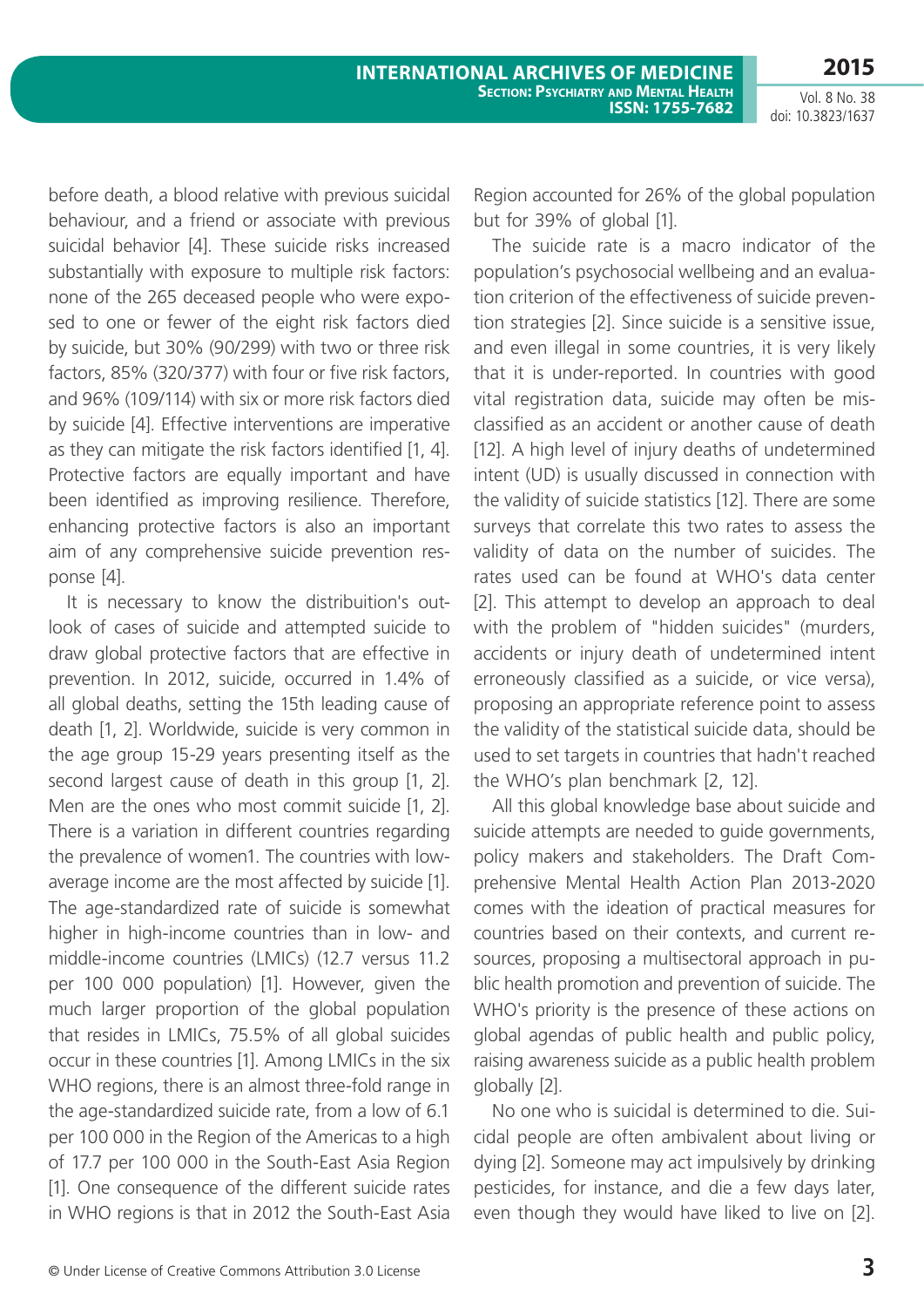before death, a blood relative with previous suicidal behaviour, and a friend or associate with previous suicidal behavior [4]. These suicide risks increased substantially with exposure to multiple risk factors: none of the 265 deceased people who were exposed to one or fewer of the eight risk factors died by suicide, but 30% (90/299) with two or three risk factors, 85% (320/377) with four or five risk factors, and 96% (109/114) with six or more risk factors died by suicide [4]. Effective interventions are imperative as they can mitigate the risk factors identified [1, 4]. Protective factors are equally important and have been identified as improving resilience. Therefore, enhancing protective factors is also an important aim of any comprehensive suicide prevention response [4].

It is necessary to know the distribuition's outlook of cases of suicide and attempted suicide to draw global protective factors that are effective in prevention. In 2012, suicide, occurred in 1.4% of all global deaths, setting the 15th leading cause of death [1, 2]. Worldwide, suicide is very common in the age group 15-29 years presenting itself as the second largest cause of death in this group [1, 2]. Men are the ones who most commit suicide [1, 2]. There is a variation in different countries regarding the prevalence of women1. The countries with low-average income are the most affected by suicide [1]. The age-standardized rate of suicide is somewhat higher in high-income countries than in low- and middle-income countries (LMICs) (12.7 versus 11.2 per 100 000 population) [1]. However, given the much larger proportion of the global population that resides in LMICs, 75.5% of all global suicides occur in these countries [1]. Among LMICs in the six WHO regions, there is an almost three-fold range in the age-standardized suicide rate, from a low of 6.1 per 100 000 in the Region of the Americas to a high of 17.7 per 100 000 in the South-East Asia Region [1]. One consequence of the different suicide rates in WHO regions is that in 2012 the South-East Asia Region accounted for 26% of the global population but for 39% of global [1].

The suicide rate is a macro indicator of the population's psychosocial wellbeing and an evaluation criterion of the effectiveness of suicide prevention strategies [2]. Since suicide is a sensitive issue, and even illegal in some countries, it is very likely that it is under-reported. In countries with good vital registration data, suicide may often be misclassified as an accident or another cause of death [12]. A high level of injury deaths of undetermined intent (UD) is usually discussed in connection with the validity of suicide statistics [12]. There are some surveys that correlate this two rates to assess the validity of data on the number of suicides. The rates used can be found at WHO's data center [2]. This attempt to develop an approach to deal with the problem of "hidden suicides" (murders, accidents or injury death of undetermined intent erroneously classified as a suicide, or vice versa), proposing an appropriate reference point to assess the validity of the statistical suicide data, should be used to set targets in countries that hadn't reached the WHO's plan benchmark [2, 12].

All this global knowledge base about suicide and suicide attempts are needed to guide governments, policy makers and stakeholders. The Draft Comprehensive Mental Health Action Plan 2013-2020 comes with the ideation of practical measures for countries based on their contexts, and current resources, proposing a multisectoral approach in public health promotion and prevention of suicide. The WHO's priority is the presence of these actions on global agendas of public health and public policy, raising awareness suicide as a public health problem globally [2].

No one who is suicidal is determined to die. Suicidal people are often ambivalent about living or dying [2]. Someone may act impulsively by drinking pesticides, for instance, and die a few days later, even though they would have liked to live on [2].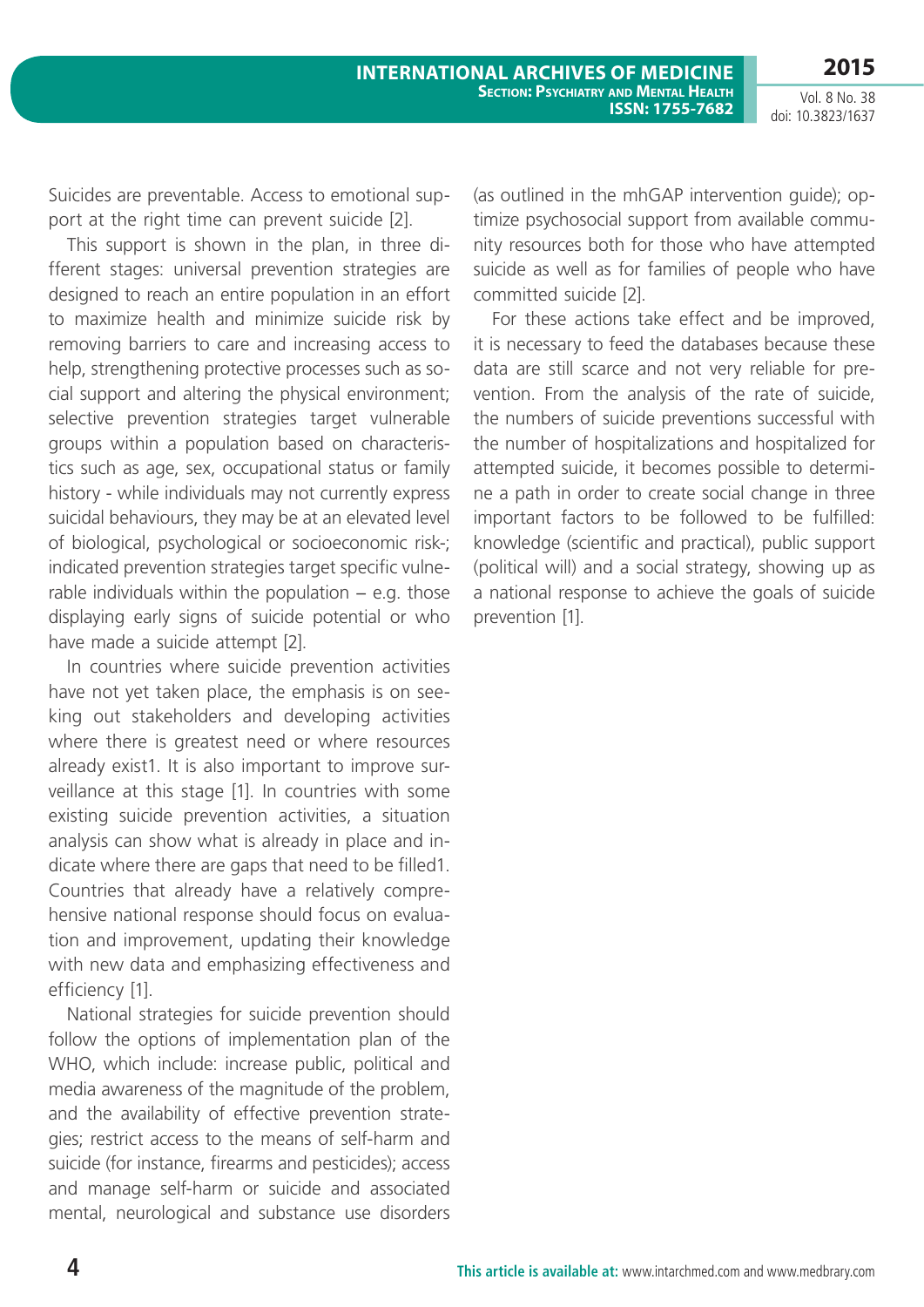Suicides are preventable. Access to emotional support at the right time can prevent suicide [2].

This support is shown in the plan, in three different stages: universal prevention strategies are designed to reach an entire population in an effort to maximize health and minimize suicide risk by removing barriers to care and increasing access to help, strengthening protective processes such as social support and altering the physical environment; selective prevention strategies target vulnerable groups within a population based on characteristics such as age, sex, occupational status or family history - while individuals may not currently express suicidal behaviours, they may be at an elevated level of biological, psychological or socioeconomic risk-; indicated prevention strategies target specific vulnerable individuals within the population – e.g. those displaying early signs of suicide potential or who have made a suicide attempt [2].

In countries where suicide prevention activities have not yet taken place, the emphasis is on seeking out stakeholders and developing activities where there is greatest need or where resources already exist1. It is also important to improve surveillance at this stage [1]. In countries with some existing suicide prevention activities, a situation analysis can show what is already in place and indicate where there are gaps that need to be filled1. Countries that already have a relatively comprehensive national response should focus on evaluation and improvement, updating their knowledge with new data and emphasizing effectiveness and efficiency [1].

National strategies for suicide prevention should follow the options of implementation plan of the WHO, which include: increase public, political and media awareness of the magnitude of the problem, and the availability of effective prevention strategies; restrict access to the means of self-harm and suicide (for instance, firearms and pesticides); access and manage self-harm or suicide and associated mental, neurological and substance use disorders (as outlined in the mhGAP intervention guide); optimize psychosocial support from available community resources both for those who have attempted suicide as well as for families of people who have committed suicide [2].

For these actions take effect and be improved, it is necessary to feed the databases because these data are still scarce and not very reliable for prevention. From the analysis of the rate of suicide, the numbers of suicide preventions successful with the number of hospitalizations and hospitalized for attempted suicide, it becomes possible to determine a path in order to create social change in three important factors to be followed to be fulfilled: knowledge (scientific and practical), public support (political will) and a social strategy, showing up as a national response to achieve the goals of suicide prevention [1].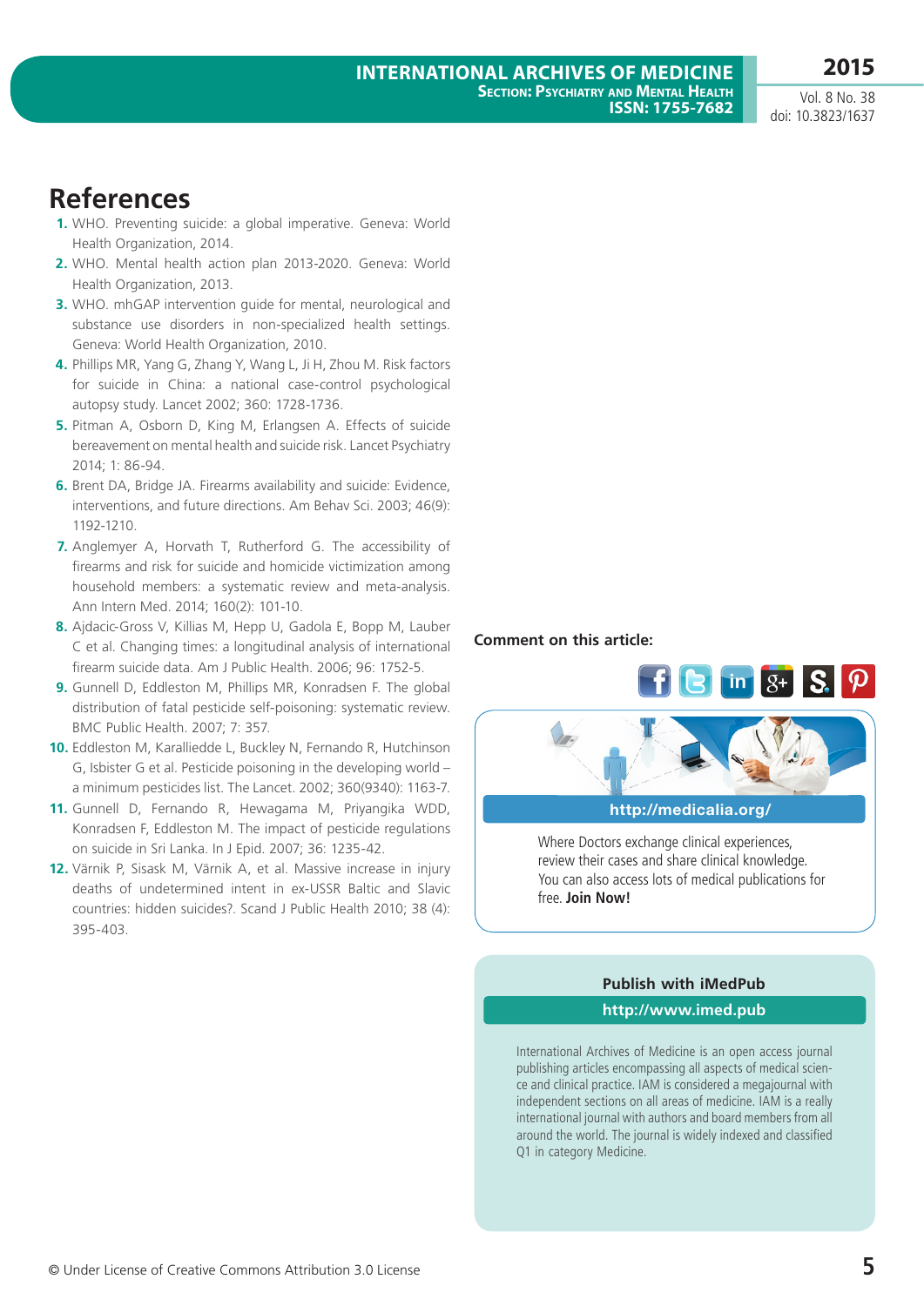# References

1. WHO. Preventing suicide: a global imperative. Geneva: World Health Organization, 2014.
2. WHO. Mental health action plan 2013-2020. Geneva: World Health Organization, 2013.
3. WHO. mhGAP intervention guide for mental, neurological and substance use disorders in non-specialized health settings. Geneva: World Health Organization, 2010.
4. Phillips MR, Yang G, Zhang Y, Wang L, Ji H, Zhou M. Risk factors for suicide in China: a national case-control psychological autopsy study. Lancet 2002; 360: 1728-1736.
5. Pitman A, Osborn D, King M, Erlangsen A. Effects of suicide bereavement on mental health and suicide risk. Lancet Psychiatry 2014; 1: 86-94.
6. Brent DA, Bridge JA. Firearms availability and suicide: Evidence, interventions, and future directions. Am Behav Sci. 2003; 46(9): 1192-1210.
7. Anglemyer A, Horvath T, Rutherford G. The accessibility of firearms and risk for suicide and homicide victimization among household members: a systematic review and meta-analysis. Ann Intern Med. 2014; 160(2): 101-10.
8. Ajdacic-Gross V, Killias M, Hepp U, Gadola E, Bopp M, Lauber C et al. Changing times: a longitudinal analysis of international firearm suicide data. Am J Public Health. 2006; 96: 1752-5.
9. Gunnell D, Eddleston M, Phillips MR, Konradsen F. The global distribution of fatal pesticide self-poisoning: systematic review. BMC Public Health. 2007; 7: 357.
10. Eddleston M, Karalliedde L, Buckley N, Fernando R, Hutchinson G, Isbister G et al. Pesticide poisoning in the developing world – a minimum pesticides list. The Lancet. 2002; 360(9340): 1163-7.
11. Gunnell D, Fernando R, Hewagama M, Priyangika WDD, Konradsen F, Eddleston M. The impact of pesticide regulations on suicide in Sri Lanka. In J Epid. 2007; 36: 1235-42.
12. Värnik P, Sisask M, Värnik A, et al. Massive increase in injury deaths of undetermined intent in ex-USSR Baltic and Slavic countries: hidden suicides?. Scand J Public Health 2010; 38 (4): 395-403.

**Comment on this article:**

http://medicalia.org/

Where Doctors exchange clinical experiences, review their cases and share clinical knowledge. You can also access lots of medical publications for free. **Join Now!**

**Publish with iMedPub**

http://www.imed.pub

International Archives of Medicine is an open access journal publishing articles encompassing all aspects of medical science and clinical practice. IAM is considered a megajournal with independent sections on all areas of medicine. IAM is a really international journal with authors and board members from all around the world. The journal is widely indexed and classified Q1 in category Medicine.